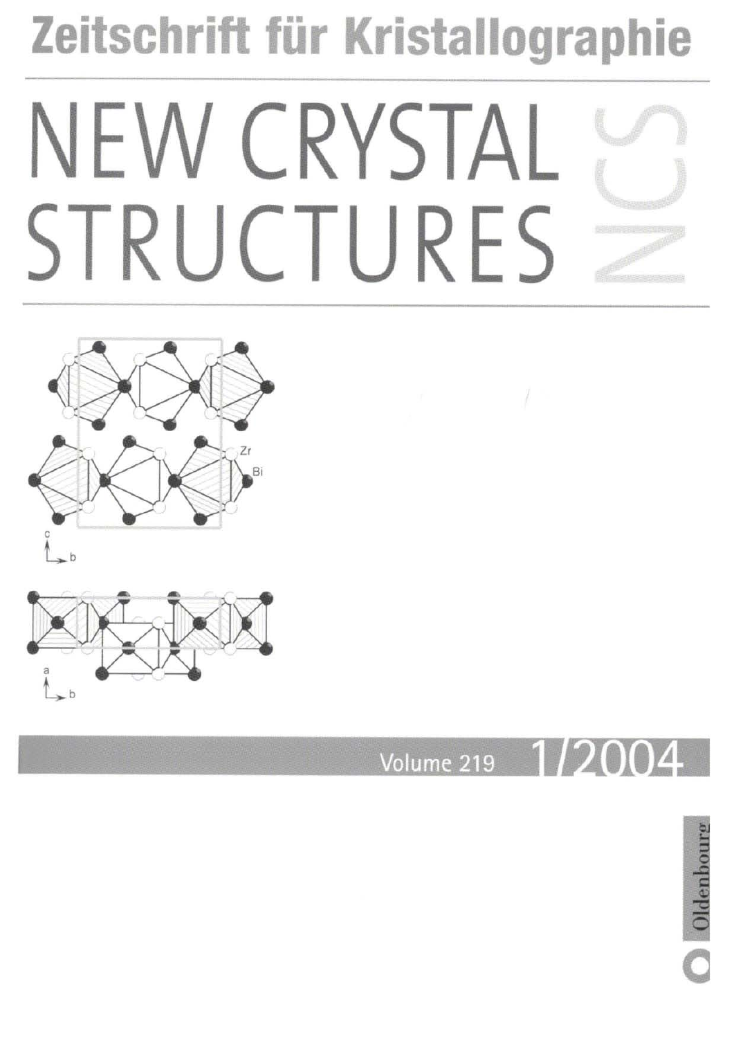# Zeitschrift für Kristallographie

# NEW CRYSTAL STRUCTURES

NCS

Volume 219 1/2004

Oldenbourg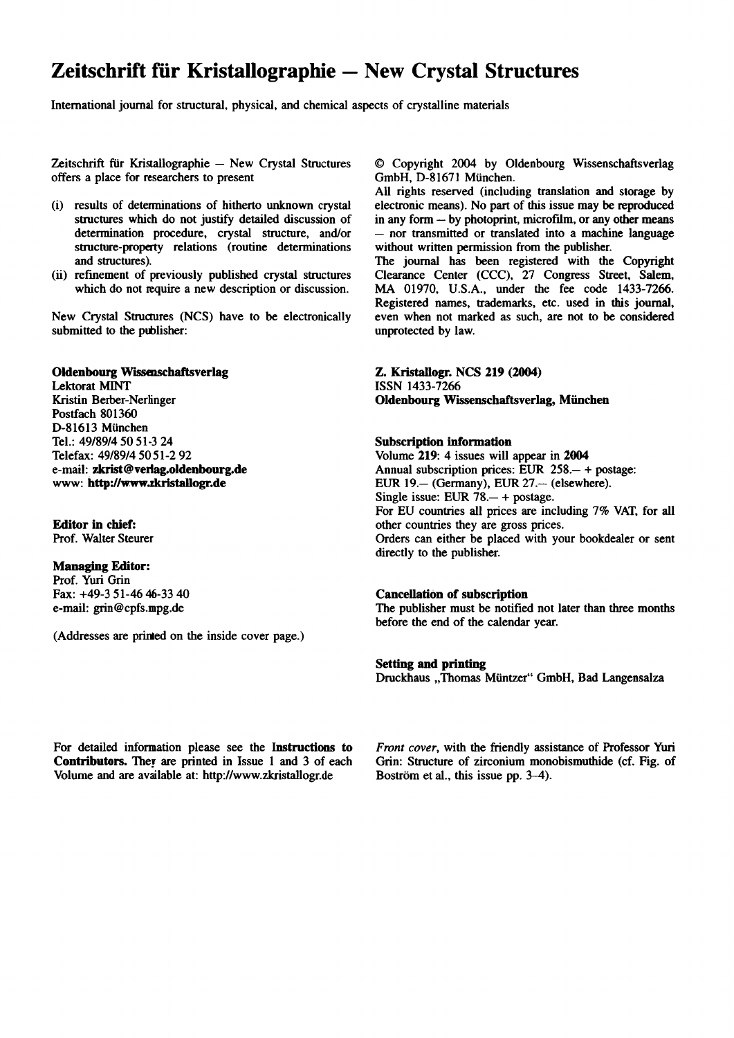# Zeitschrift für Kristallographie – New Crystal Structures

International journal for structural, physical, and chemical aspects of crystalline materials

Zeitschrift für Kristallographie – New Crystal Structures offers a place for researchers to present

(i) results of determinations of hitherto unknown crystal structures which do not justify detailed discussion of determination procedure, crystal structure, and/or structure-property relations (routine determinations and structures).
(ii) refinement of previously published crystal structures which do not require a new description or discussion.

New Crystal Structures (NCS) have to be electronically submitted to the publisher:

**Oldenbourg Wissenschaftsverlag**
Lektorat MINT
Kristin Berber-Nerlinger
Postfach 801360
D-81613 München
Tel.: 49/89/4 50 51-3 24
Telefax: 49/89/4 50 51-2 92
e-mail: **zkrist@verlag.oldenbourg.de**
www: **http://www.zkristallogr.de**

**Editor in chief:**
Prof. Walter Steurer

**Managing Editor:**
Prof. Yuri Grin
Fax: +49-3 51-46 46-33 40
e-mail: grin@cpfs.mpg.de

(Addresses are printed on the inside cover page.)

© Copyright 2004 by Oldenbourg Wissenschaftsverlag GmbH, D-81671 München.
All rights reserved (including translation and storage by electronic means). No part of this issue may be reproduced in any form – by photoprint, microfilm, or any other means – nor transmitted or translated into a machine language without written permission from the publisher.
The journal has been registered with the Copyright Clearance Center (CCC), 27 Congress Street, Salem, MA 01970, U.S.A., under the fee code 1433-7266. Registered names, trademarks, etc. used in this journal, even when not marked as such, are not to be considered unprotected by law.

**Z. Kristallogr. NCS 219 (2004)**
ISSN 1433-7266
**Oldenbourg Wissenschaftsverlag, München**

**Subscription information**
Volume **219**: 4 issues will appear in **2004**
Annual subscription prices: EUR 258.– + postage:
EUR 19.– (Germany), EUR 27.– (elsewhere).
Single issue: EUR 78.– + postage.
For EU countries all prices are including 7% VAT, for all other countries they are gross prices.
Orders can either be placed with your bookdealer or sent directly to the publisher.

**Cancellation of subscription**
The publisher must be notified not later than three months before the end of the calendar year.

**Setting and printing**
Druckhaus „Thomas Müntzer" GmbH, Bad Langensalza

For detailed information please see the **Instructions to Contributors.** They are printed in Issue 1 and 3 of each Volume and are available at: http://www.zkristallogr.de

*Front cover*, with the friendly assistance of Professor Yuri Grin: Structure of zirconium monobismuthide (cf. Fig. of Boström et al., this issue pp. 3–4).